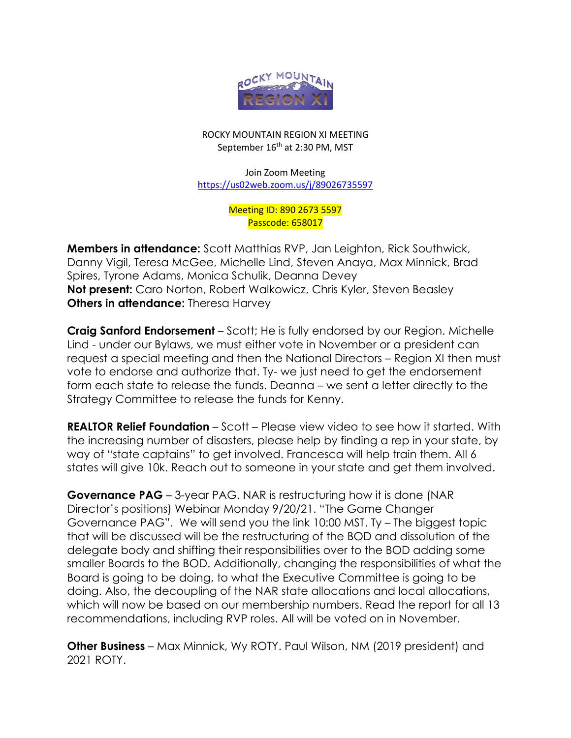ROCKY MOUNTAIN REGION XI MEETING
September 16th at 2:30 PM, MST

Join Zoom Meeting
https://us02web.zoom.us/j/89026735597

Meeting ID: 890 2673 5597
Passcode: 658017

**Members in attendance:** Scott Matthias RVP, Jan Leighton, Rick Southwick, Danny Vigil, Teresa McGee, Michelle Lind, Steven Anaya, Max Minnick, Brad Spires, Tyrone Adams, Monica Schulik, Deanna Devey
**Not present:** Caro Norton, Robert Walkowicz, Chris Kyler, Steven Beasley
**Others in attendance:** Theresa Harvey

**Craig Sanford Endorsement** – Scott; He is fully endorsed by our Region. Michelle Lind - under our Bylaws, we must either vote in November or a president can request a special meeting and then the National Directors – Region XI then must vote to endorse and authorize that. Ty- we just need to get the endorsement form each state to release the funds. Deanna – we sent a letter directly to the Strategy Committee to release the funds for Kenny.

**REALTOR Relief Foundation** – Scott – Please view video to see how it started. With the increasing number of disasters, please help by finding a rep in your state, by way of "state captains" to get involved. Francesca will help train them. All 6 states will give 10k. Reach out to someone in your state and get them involved.

**Governance PAG** – 3-year PAG. NAR is restructuring how it is done (NAR Director's positions) Webinar Monday 9/20/21. "The Game Changer Governance PAG". We will send you the link 10:00 MST. Ty – The biggest topic that will be discussed will be the restructuring of the BOD and dissolution of the delegate body and shifting their responsibilities over to the BOD adding some smaller Boards to the BOD. Additionally, changing the responsibilities of what the Board is going to be doing, to what the Executive Committee is going to be doing. Also, the decoupling of the NAR state allocations and local allocations, which will now be based on our membership numbers. Read the report for all 13 recommendations, including RVP roles. All will be voted on in November.

**Other Business** – Max Minnick, Wy ROTY. Paul Wilson, NM (2019 president) and 2021 ROTY.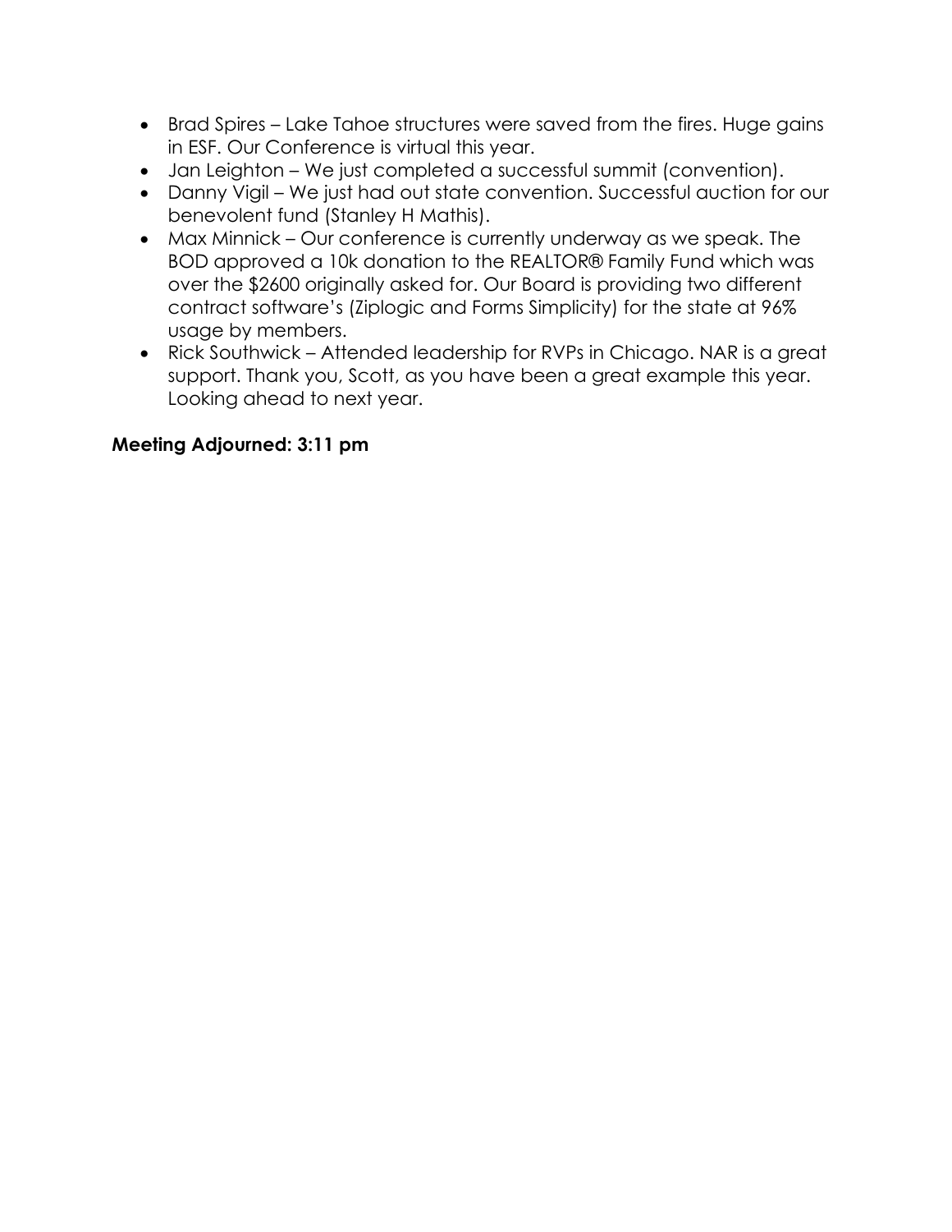- Brad Spires – Lake Tahoe structures were saved from the fires. Huge gains in ESF. Our Conference is virtual this year.
- Jan Leighton – We just completed a successful summit (convention).
- Danny Vigil – We just had out state convention. Successful auction for our benevolent fund (Stanley H Mathis).
- Max Minnick – Our conference is currently underway as we speak. The BOD approved a 10k donation to the REALTOR® Family Fund which was over the $2600 originally asked for. Our Board is providing two different contract software's (Ziplogic and Forms Simplicity) for the state at 96% usage by members.
- Rick Southwick – Attended leadership for RVPs in Chicago. NAR is a great support. Thank you, Scott, as you have been a great example this year. Looking ahead to next year.

**Meeting Adjourned: 3:11 pm**